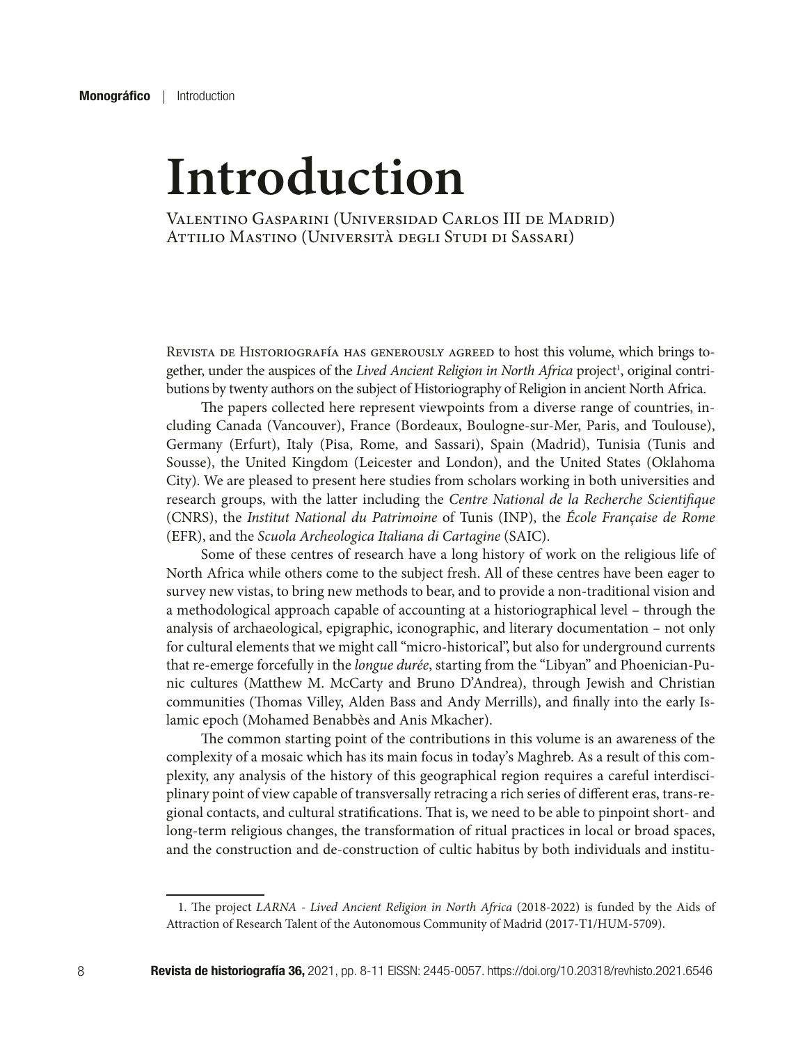# Introduction

Valentino Gasparini (Universidad Carlos III de Madrid)
Attilio Mastino (Università degli Studi di Sassari)

Revista de Historiografía has generously agreed to host this volume, which brings together, under the auspices of the *Lived Ancient Religion in North Africa* project[1], original contributions by twenty authors on the subject of Historiography of Religion in ancient North Africa.

The papers collected here represent viewpoints from a diverse range of countries, including Canada (Vancouver), France (Bordeaux, Boulogne-sur-Mer, Paris, and Toulouse), Germany (Erfurt), Italy (Pisa, Rome, and Sassari), Spain (Madrid), Tunisia (Tunis and Sousse), the United Kingdom (Leicester and London), and the United States (Oklahoma City). We are pleased to present here studies from scholars working in both universities and research groups, with the latter including the *Centre National de la Recherche Scientifique* (CNRS), the *Institut National du Patrimoine* of Tunis (INP), the *École Française de Rome* (EFR), and the *Scuola Archeologica Italiana di Cartagine* (SAIC).

Some of these centres of research have a long history of work on the religious life of North Africa while others come to the subject fresh. All of these centres have been eager to survey new vistas, to bring new methods to bear, and to provide a non-traditional vision and a methodological approach capable of accounting at a historiographical level – through the analysis of archaeological, epigraphic, iconographic, and literary documentation – not only for cultural elements that we might call "micro-historical", but also for underground currents that re-emerge forcefully in the *longue durée*, starting from the "Libyan" and Phoenician-Punic cultures (Matthew M. McCarty and Bruno D'Andrea), through Jewish and Christian communities (Thomas Villey, Alden Bass and Andy Merrills), and finally into the early Islamic epoch (Mohamed Benabbès and Anis Mkacher).

The common starting point of the contributions in this volume is an awareness of the complexity of a mosaic which has its main focus in today's Maghreb. As a result of this complexity, any analysis of the history of this geographical region requires a careful interdisciplinary point of view capable of transversally retracing a rich series of different eras, trans-regional contacts, and cultural stratifications. That is, we need to be able to pinpoint short- and long-term religious changes, the transformation of ritual practices in local or broad spaces, and the construction and de-construction of cultic habitus by both individuals and institu-

1. The project *LARNA - Lived Ancient Religion in North Africa* (2018-2022) is funded by the Aids of Attraction of Research Talent of the Autonomous Community of Madrid (2017-T1/HUM-5709).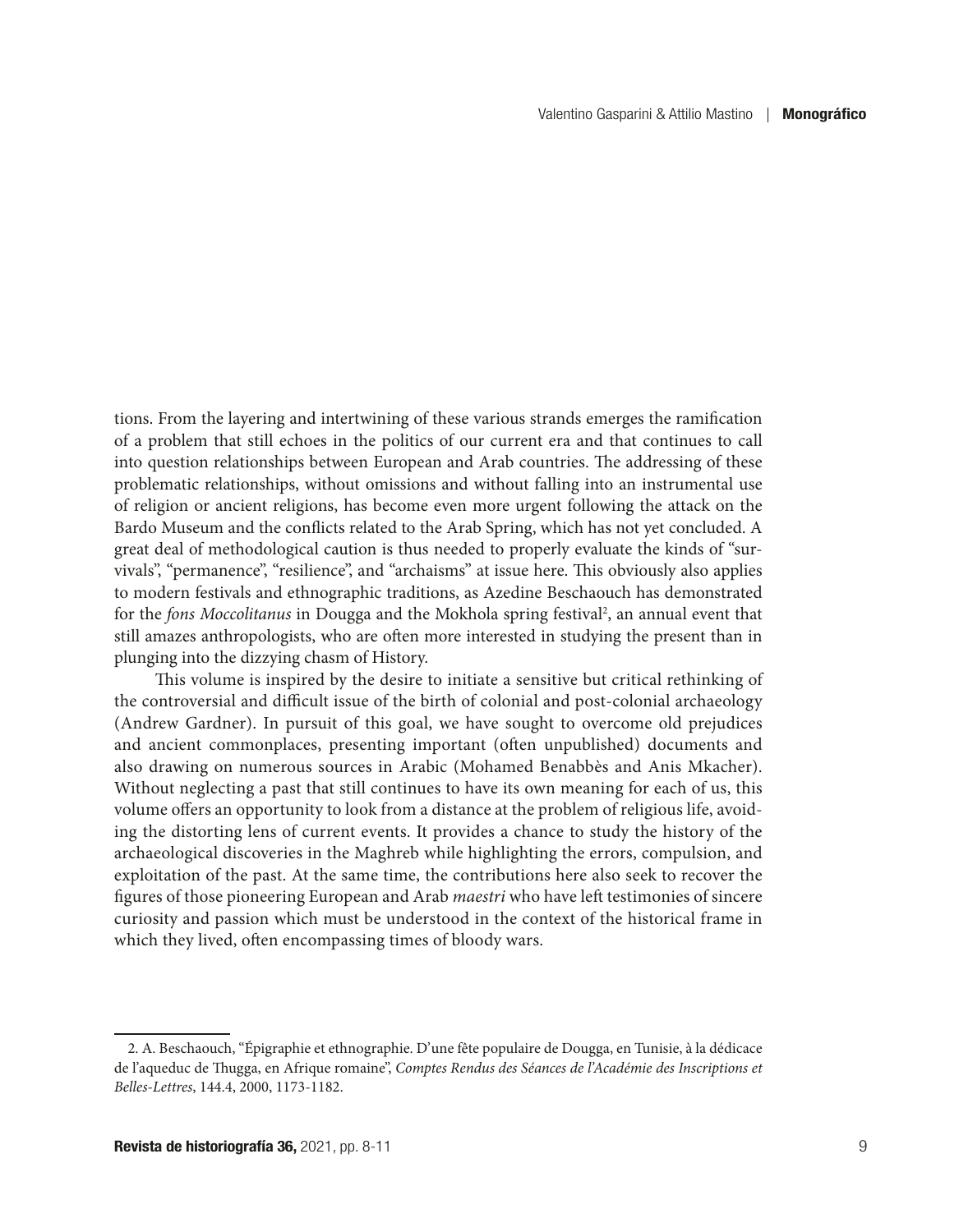tions. From the layering and intertwining of these various strands emerges the ramification of a problem that still echoes in the politics of our current era and that continues to call into question relationships between European and Arab countries. The addressing of these problematic relationships, without omissions and without falling into an instrumental use of religion or ancient religions, has become even more urgent following the attack on the Bardo Museum and the conflicts related to the Arab Spring, which has not yet concluded. A great deal of methodological caution is thus needed to properly evaluate the kinds of "survivals", "permanence", "resilience", and "archaisms" at issue here. This obviously also applies to modern festivals and ethnographic traditions, as Azedine Beschaouch has demonstrated for the *fons Moccolitanus* in Dougga and the Mokhola spring festival[2], an annual event that still amazes anthropologists, who are often more interested in studying the present than in plunging into the dizzying chasm of History.

This volume is inspired by the desire to initiate a sensitive but critical rethinking of the controversial and difficult issue of the birth of colonial and post-colonial archaeology (Andrew Gardner). In pursuit of this goal, we have sought to overcome old prejudices and ancient commonplaces, presenting important (often unpublished) documents and also drawing on numerous sources in Arabic (Mohamed Benabbès and Anis Mkacher). Without neglecting a past that still continues to have its own meaning for each of us, this volume offers an opportunity to look from a distance at the problem of religious life, avoiding the distorting lens of current events. It provides a chance to study the history of the archaeological discoveries in the Maghreb while highlighting the errors, compulsion, and exploitation of the past. At the same time, the contributions here also seek to recover the figures of those pioneering European and Arab *maestri* who have left testimonies of sincere curiosity and passion which must be understood in the context of the historical frame in which they lived, often encompassing times of bloody wars.

---

2. A. Beschaouch, "Épigraphie et ethnographie. D'une fête populaire de Dougga, en Tunisie, à la dédicace de l'aqueduc de Thugga, en Afrique romaine", *Comptes Rendus des Séances de l'Académie des Inscriptions et Belles-Lettres*, 144.4, 2000, 1173-1182.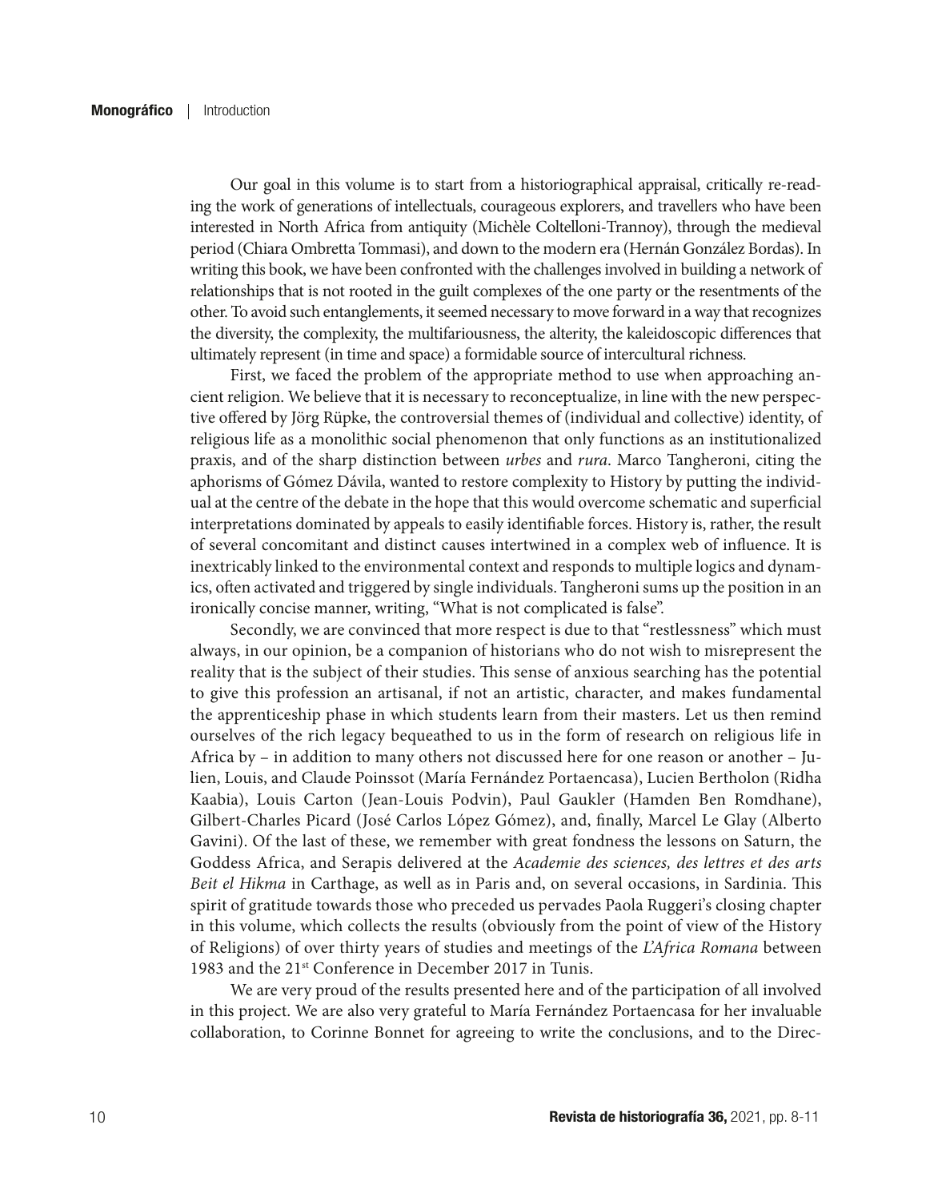Our goal in this volume is to start from a historiographical appraisal, critically re-reading the work of generations of intellectuals, courageous explorers, and travellers who have been interested in North Africa from antiquity (Michèle Coltelloni-Trannoy), through the medieval period (Chiara Ombretta Tommasi), and down to the modern era (Hernán González Bordas). In writing this book, we have been confronted with the challenges involved in building a network of relationships that is not rooted in the guilt complexes of the one party or the resentments of the other. To avoid such entanglements, it seemed necessary to move forward in a way that recognizes the diversity, the complexity, the multifariousness, the alterity, the kaleidoscopic differences that ultimately represent (in time and space) a formidable source of intercultural richness.

First, we faced the problem of the appropriate method to use when approaching ancient religion. We believe that it is necessary to reconceptualize, in line with the new perspective offered by Jörg Rüpke, the controversial themes of (individual and collective) identity, of religious life as a monolithic social phenomenon that only functions as an institutionalized praxis, and of the sharp distinction between *urbes* and *rura*. Marco Tangheroni, citing the aphorisms of Gómez Dávila, wanted to restore complexity to History by putting the individual at the centre of the debate in the hope that this would overcome schematic and superficial interpretations dominated by appeals to easily identifiable forces. History is, rather, the result of several concomitant and distinct causes intertwined in a complex web of influence. It is inextricably linked to the environmental context and responds to multiple logics and dynamics, often activated and triggered by single individuals. Tangheroni sums up the position in an ironically concise manner, writing, "What is not complicated is false".

Secondly, we are convinced that more respect is due to that "restlessness" which must always, in our opinion, be a companion of historians who do not wish to misrepresent the reality that is the subject of their studies. This sense of anxious searching has the potential to give this profession an artisanal, if not an artistic, character, and makes fundamental the apprenticeship phase in which students learn from their masters. Let us then remind ourselves of the rich legacy bequeathed to us in the form of research on religious life in Africa by – in addition to many others not discussed here for one reason or another – Julien, Louis, and Claude Poinssot (María Fernández Portaencasa), Lucien Bertholon (Ridha Kaabia), Louis Carton (Jean-Louis Podvin), Paul Gaukler (Hamden Ben Romdhane), Gilbert-Charles Picard (José Carlos López Gómez), and, finally, Marcel Le Glay (Alberto Gavini). Of the last of these, we remember with great fondness the lessons on Saturn, the Goddess Africa, and Serapis delivered at the *Academie des sciences, des lettres et des arts Beit el Hikma* in Carthage, as well as in Paris and, on several occasions, in Sardinia. This spirit of gratitude towards those who preceded us pervades Paola Ruggeri's closing chapter in this volume, which collects the results (obviously from the point of view of the History of Religions) of over thirty years of studies and meetings of the *L'Africa Romana* between 1983 and the 21st Conference in December 2017 in Tunis.

We are very proud of the results presented here and of the participation of all involved in this project. We are also very grateful to María Fernández Portaencasa for her invaluable collaboration, to Corinne Bonnet for agreeing to write the conclusions, and to the Direc-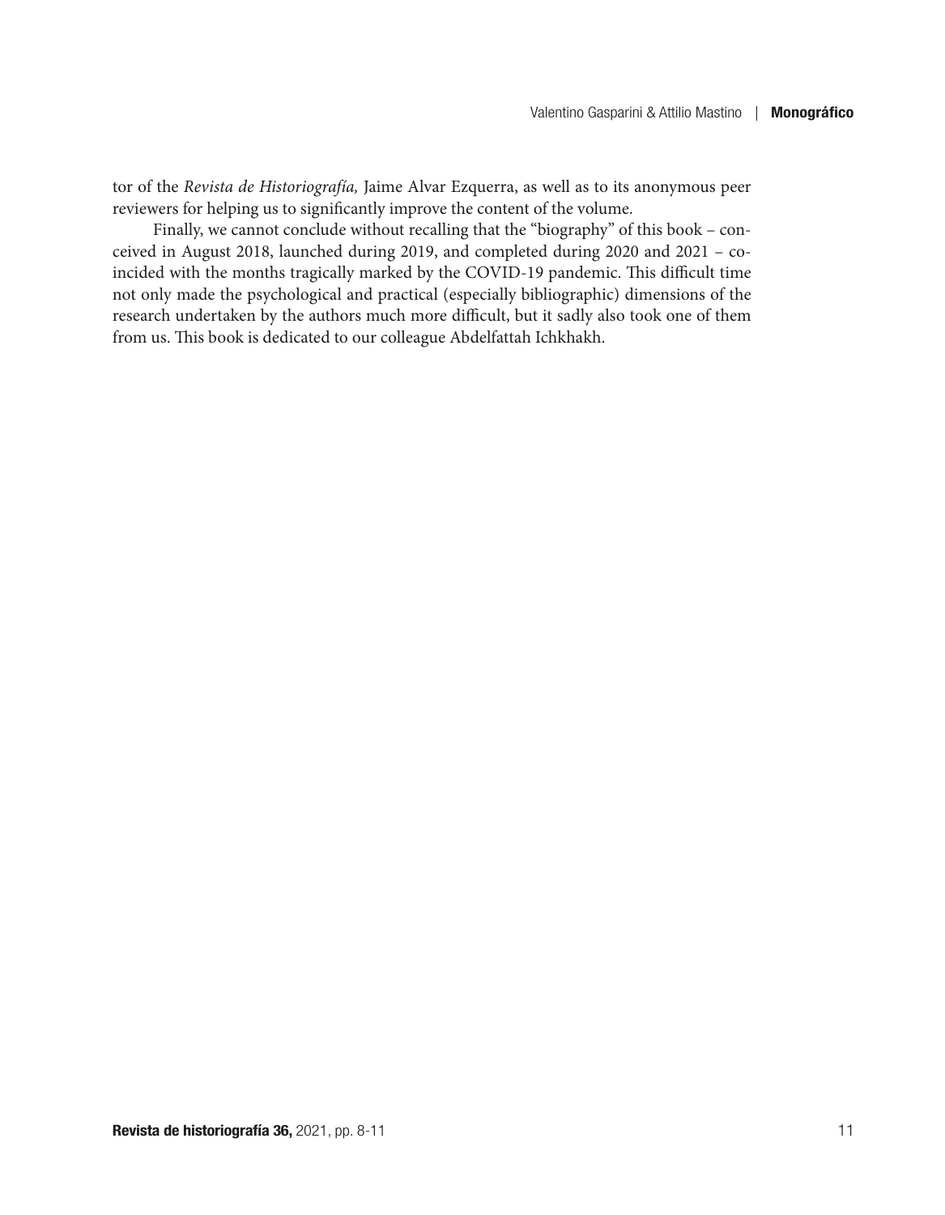tor of the *Revista de Historiografía,* Jaime Alvar Ezquerra, as well as to its anonymous peer reviewers for helping us to significantly improve the content of the volume.

Finally, we cannot conclude without recalling that the "biography" of this book – conceived in August 2018, launched during 2019, and completed during 2020 and 2021 – coincided with the months tragically marked by the COVID-19 pandemic. This difficult time not only made the psychological and practical (especially bibliographic) dimensions of the research undertaken by the authors much more difficult, but it sadly also took one of them from us. This book is dedicated to our colleague Abdelfattah Ichkhakh.